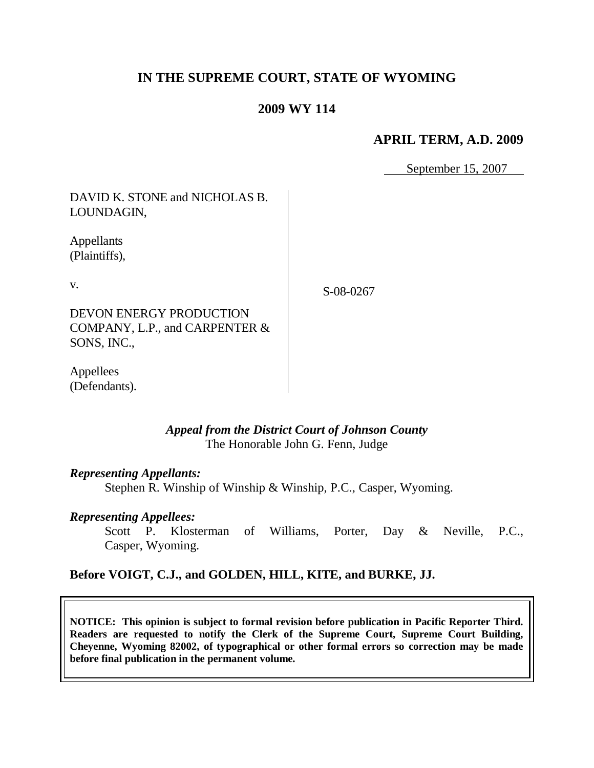# IN THE SUPREME COURT, STATE OF WYOMING

## 2009 WY 114

### APRIL TERM, A.D. 2009

September 15, 2007

| | |
|---|---|
| DAVID K. STONE and NICHOLAS B. LOUNDAGIN,<br><br>Appellants (Plaintiffs),<br><br>v.<br><br>DEVON ENERGY PRODUCTION COMPANY, L.P., and CARPENTER & SONS, INC.,<br><br>Appellees (Defendants). | S-08-0267 |

*Appeal from the District Court of Johnson County*
The Honorable John G. Fenn, Judge

***Representing Appellants:***
Stephen R. Winship of Winship & Winship, P.C., Casper, Wyoming.

***Representing Appellees:***
Scott P. Klosterman of Williams, Porter, Day & Neville, P.C., Casper, Wyoming.

**Before VOIGT, C.J., and GOLDEN, HILL, KITE, and BURKE, JJ.**

**NOTICE: This opinion is subject to formal revision before publication in Pacific Reporter Third. Readers are requested to notify the Clerk of the Supreme Court, Supreme Court Building, Cheyenne, Wyoming 82002, of typographical or other formal errors so correction may be made before final publication in the permanent volume.**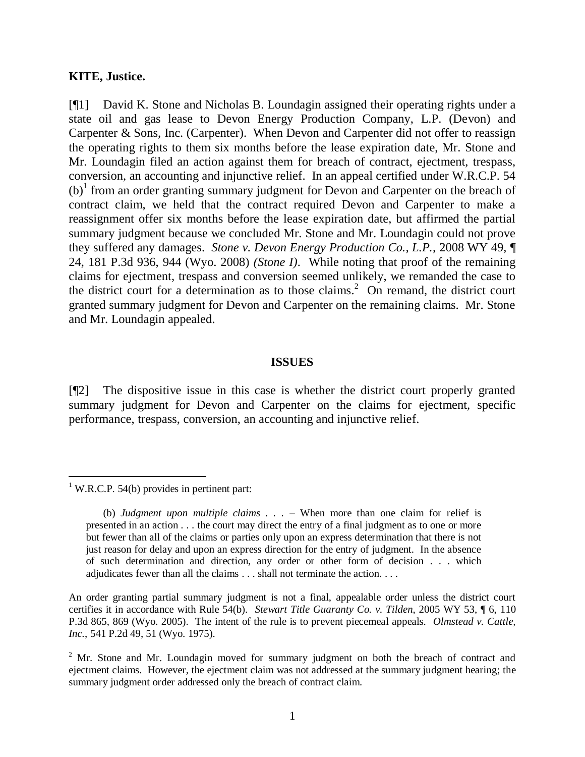**KITE, Justice.**

[¶1] David K. Stone and Nicholas B. Loundagin assigned their operating rights under a state oil and gas lease to Devon Energy Production Company, L.P. (Devon) and Carpenter & Sons, Inc. (Carpenter). When Devon and Carpenter did not offer to reassign the operating rights to them six months before the lease expiration date, Mr. Stone and Mr. Loundagin filed an action against them for breach of contract, ejectment, trespass, conversion, an accounting and injunctive relief. In an appeal certified under W.R.C.P. 54 (b)[1] from an order granting summary judgment for Devon and Carpenter on the breach of contract claim, we held that the contract required Devon and Carpenter to make a reassignment offer six months before the lease expiration date, but affirmed the partial summary judgment because we concluded Mr. Stone and Mr. Loundagin could not prove they suffered any damages. *Stone v. Devon Energy Production Co., L.P.*, 2008 WY 49, ¶ 24, 181 P.3d 936, 944 (Wyo. 2008) *(Stone I)*. While noting that proof of the remaining claims for ejectment, trespass and conversion seemed unlikely, we remanded the case to the district court for a determination as to those claims.[2] On remand, the district court granted summary judgment for Devon and Carpenter on the remaining claims. Mr. Stone and Mr. Loundagin appealed.

## ISSUES

[¶2] The dispositive issue in this case is whether the district court properly granted summary judgment for Devon and Carpenter on the claims for ejectment, specific performance, trespass, conversion, an accounting and injunctive relief.

---

[1] W.R.C.P. 54(b) provides in pertinent part:

> (b) *Judgment upon multiple claims* . . . – When more than one claim for relief is presented in an action . . . the court may direct the entry of a final judgment as to one or more but fewer than all of the claims or parties only upon an express determination that there is not just reason for delay and upon an express direction for the entry of judgment. In the absence of such determination and direction, any order or other form of decision . . . which adjudicates fewer than all the claims . . . shall not terminate the action. . . .

An order granting partial summary judgment is not a final, appealable order unless the district court certifies it in accordance with Rule 54(b). *Stewart Title Guaranty Co. v. Tilden*, 2005 WY 53, ¶ 6, 110 P.3d 865, 869 (Wyo. 2005). The intent of the rule is to prevent piecemeal appeals. *Olmstead v. Cattle, Inc.*, 541 P.2d 49, 51 (Wyo. 1975).

[2] Mr. Stone and Mr. Loundagin moved for summary judgment on both the breach of contract and ejectment claims. However, the ejectment claim was not addressed at the summary judgment hearing; the summary judgment order addressed only the breach of contract claim.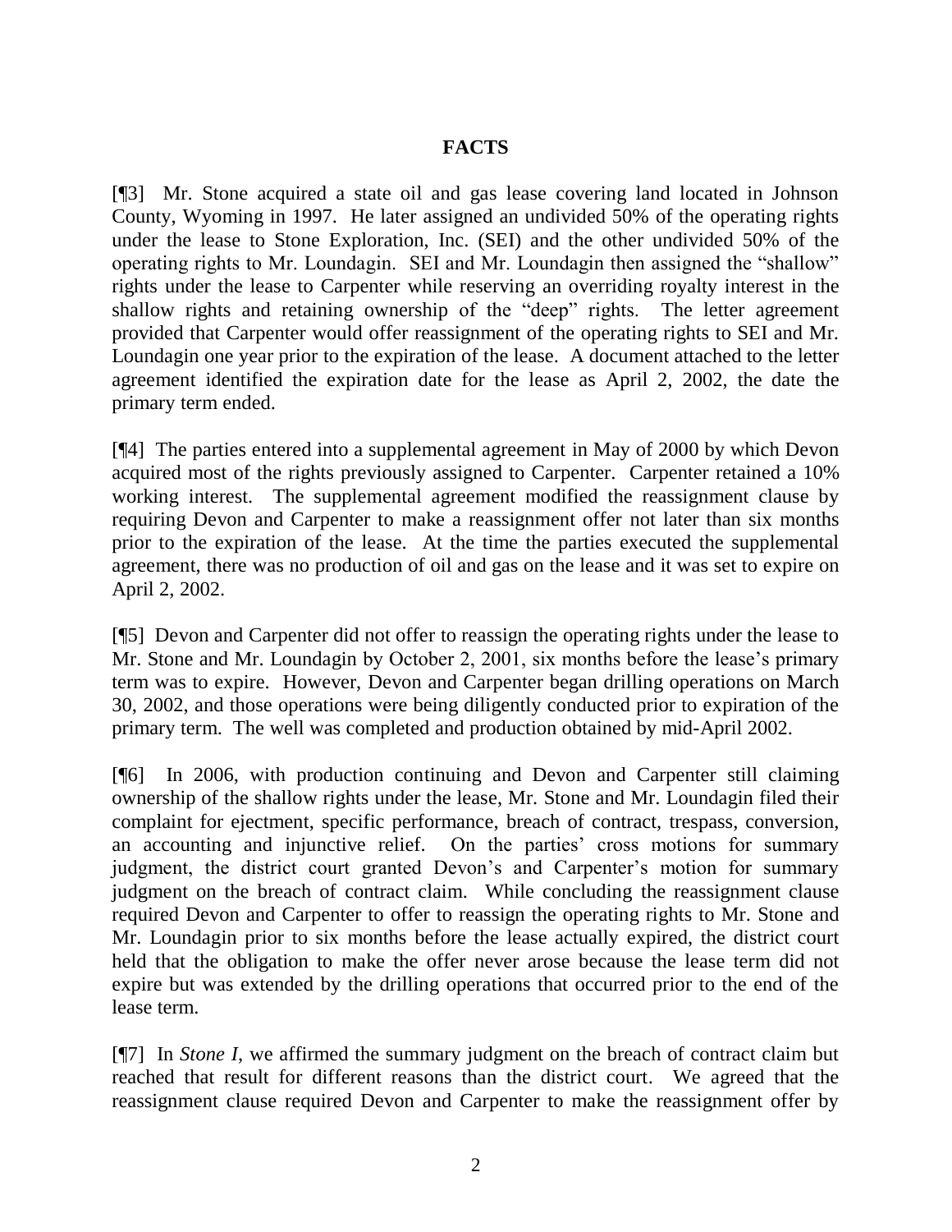## FACTS

[¶3] Mr. Stone acquired a state oil and gas lease covering land located in Johnson County, Wyoming in 1997. He later assigned an undivided 50% of the operating rights under the lease to Stone Exploration, Inc. (SEI) and the other undivided 50% of the operating rights to Mr. Loundagin. SEI and Mr. Loundagin then assigned the "shallow" rights under the lease to Carpenter while reserving an overriding royalty interest in the shallow rights and retaining ownership of the "deep" rights. The letter agreement provided that Carpenter would offer reassignment of the operating rights to SEI and Mr. Loundagin one year prior to the expiration of the lease. A document attached to the letter agreement identified the expiration date for the lease as April 2, 2002, the date the primary term ended.

[¶4] The parties entered into a supplemental agreement in May of 2000 by which Devon acquired most of the rights previously assigned to Carpenter. Carpenter retained a 10% working interest. The supplemental agreement modified the reassignment clause by requiring Devon and Carpenter to make a reassignment offer not later than six months prior to the expiration of the lease. At the time the parties executed the supplemental agreement, there was no production of oil and gas on the lease and it was set to expire on April 2, 2002.

[¶5] Devon and Carpenter did not offer to reassign the operating rights under the lease to Mr. Stone and Mr. Loundagin by October 2, 2001, six months before the lease's primary term was to expire. However, Devon and Carpenter began drilling operations on March 30, 2002, and those operations were being diligently conducted prior to expiration of the primary term. The well was completed and production obtained by mid-April 2002.

[¶6] In 2006, with production continuing and Devon and Carpenter still claiming ownership of the shallow rights under the lease, Mr. Stone and Mr. Loundagin filed their complaint for ejectment, specific performance, breach of contract, trespass, conversion, an accounting and injunctive relief. On the parties' cross motions for summary judgment, the district court granted Devon's and Carpenter's motion for summary judgment on the breach of contract claim. While concluding the reassignment clause required Devon and Carpenter to offer to reassign the operating rights to Mr. Stone and Mr. Loundagin prior to six months before the lease actually expired, the district court held that the obligation to make the offer never arose because the lease term did not expire but was extended by the drilling operations that occurred prior to the end of the lease term.

[¶7] In *Stone I*, we affirmed the summary judgment on the breach of contract claim but reached that result for different reasons than the district court. We agreed that the reassignment clause required Devon and Carpenter to make the reassignment offer by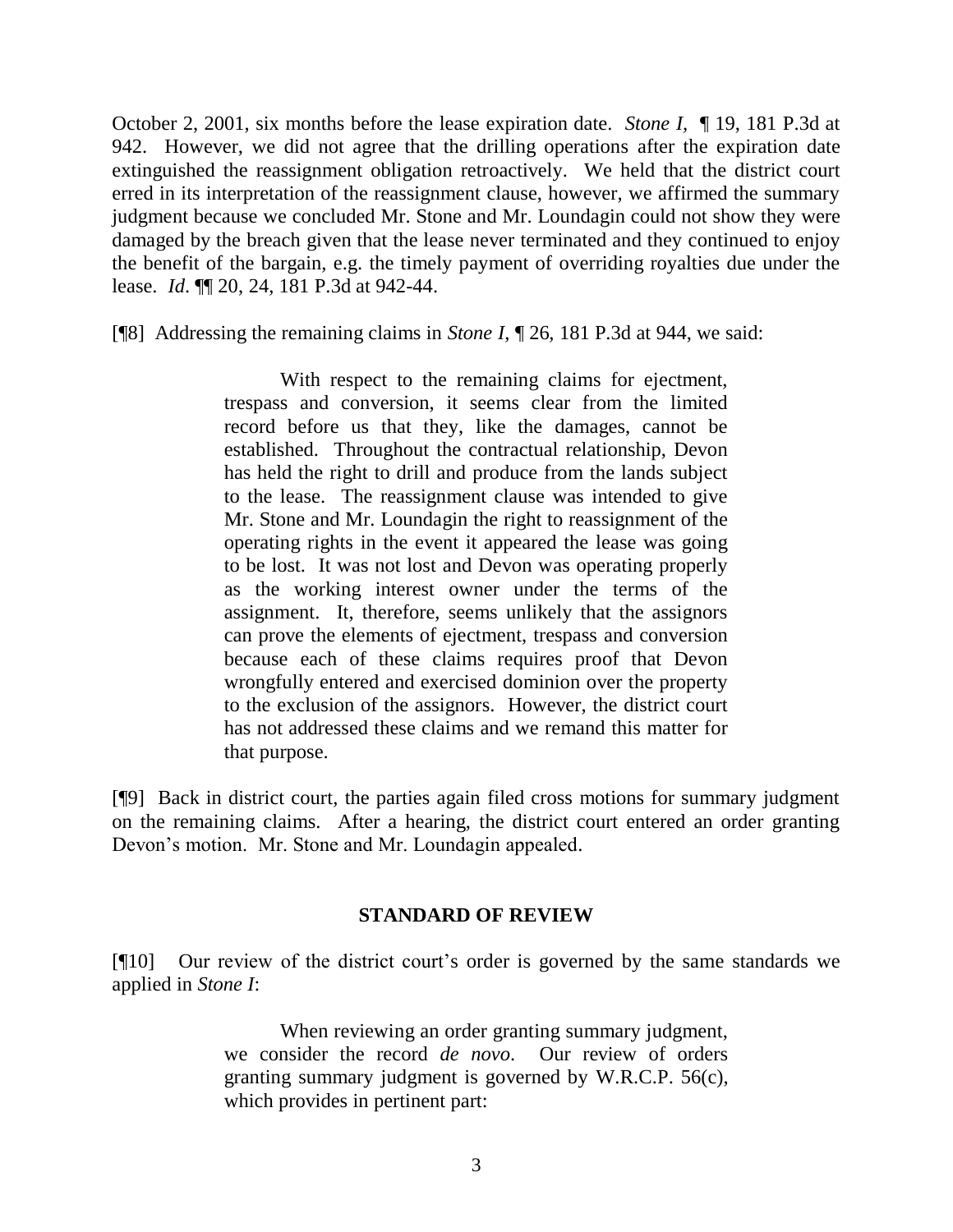October 2, 2001, six months before the lease expiration date. *Stone I*, ¶ 19, 181 P.3d at 942. However, we did not agree that the drilling operations after the expiration date extinguished the reassignment obligation retroactively. We held that the district court erred in its interpretation of the reassignment clause, however, we affirmed the summary judgment because we concluded Mr. Stone and Mr. Loundagin could not show they were damaged by the breach given that the lease never terminated and they continued to enjoy the benefit of the bargain, e.g. the timely payment of overriding royalties due under the lease. *Id*. ¶¶ 20, 24, 181 P.3d at 942-44.

[¶8] Addressing the remaining claims in *Stone I*, ¶ 26, 181 P.3d at 944, we said:

> With respect to the remaining claims for ejectment, trespass and conversion, it seems clear from the limited record before us that they, like the damages, cannot be established. Throughout the contractual relationship, Devon has held the right to drill and produce from the lands subject to the lease. The reassignment clause was intended to give Mr. Stone and Mr. Loundagin the right to reassignment of the operating rights in the event it appeared the lease was going to be lost. It was not lost and Devon was operating properly as the working interest owner under the terms of the assignment. It, therefore, seems unlikely that the assignors can prove the elements of ejectment, trespass and conversion because each of these claims requires proof that Devon wrongfully entered and exercised dominion over the property to the exclusion of the assignors. However, the district court has not addressed these claims and we remand this matter for that purpose.

[¶9] Back in district court, the parties again filed cross motions for summary judgment on the remaining claims. After a hearing, the district court entered an order granting Devon's motion. Mr. Stone and Mr. Loundagin appealed.

## STANDARD OF REVIEW

[¶10] Our review of the district court's order is governed by the same standards we applied in *Stone I*:

> When reviewing an order granting summary judgment, we consider the record *de novo*. Our review of orders granting summary judgment is governed by W.R.C.P. 56(c), which provides in pertinent part: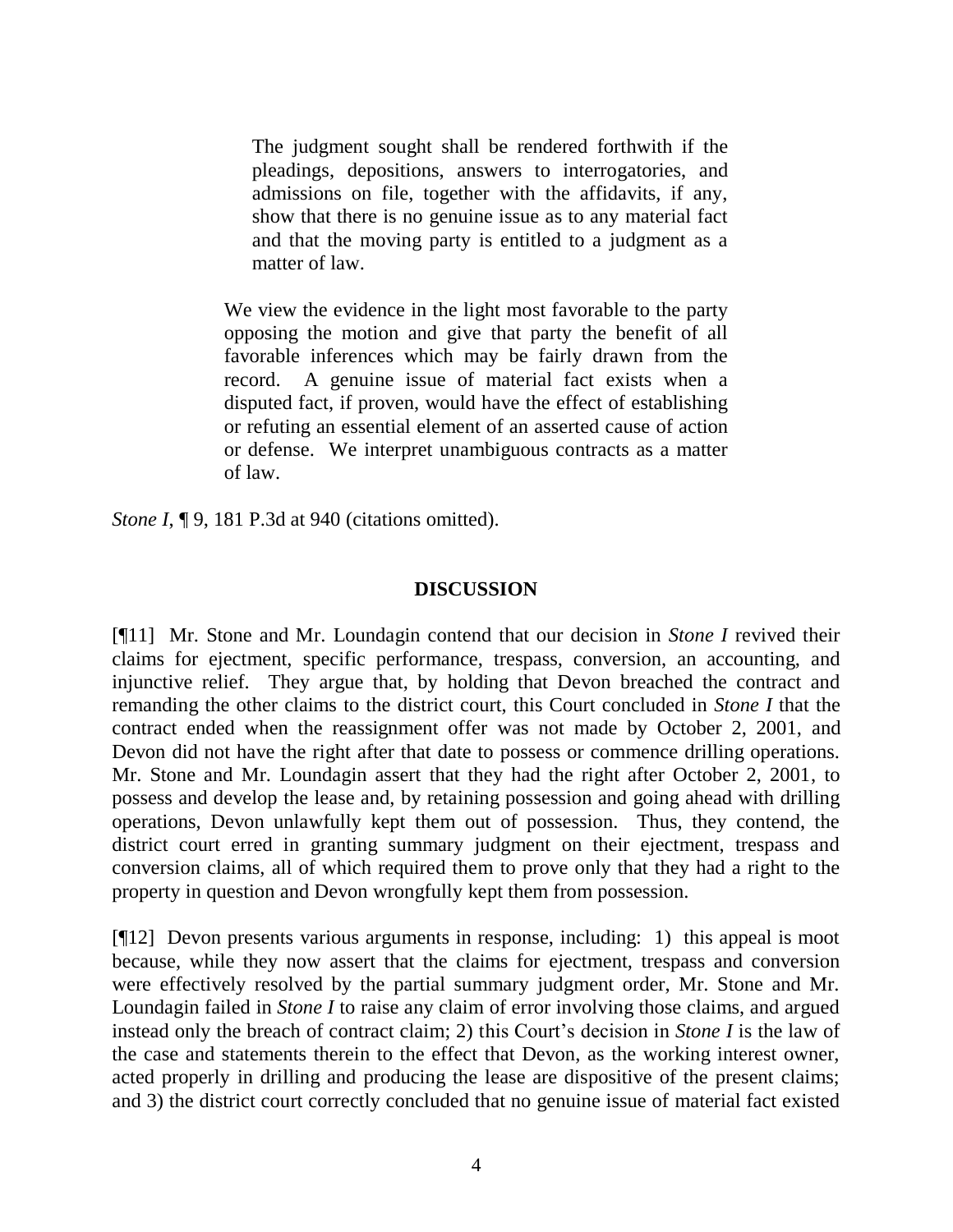> The judgment sought shall be rendered forthwith if the pleadings, depositions, answers to interrogatories, and admissions on file, together with the affidavits, if any, show that there is no genuine issue as to any material fact and that the moving party is entitled to a judgment as a matter of law.
>
> We view the evidence in the light most favorable to the party opposing the motion and give that party the benefit of all favorable inferences which may be fairly drawn from the record. A genuine issue of material fact exists when a disputed fact, if proven, would have the effect of establishing or refuting an essential element of an asserted cause of action or defense. We interpret unambiguous contracts as a matter of law.

*Stone I*, ¶ 9, 181 P.3d at 940 (citations omitted).

## DISCUSSION

[¶11] Mr. Stone and Mr. Loundagin contend that our decision in *Stone I* revived their claims for ejectment, specific performance, trespass, conversion, an accounting, and injunctive relief. They argue that, by holding that Devon breached the contract and remanding the other claims to the district court, this Court concluded in *Stone I* that the contract ended when the reassignment offer was not made by October 2, 2001, and Devon did not have the right after that date to possess or commence drilling operations. Mr. Stone and Mr. Loundagin assert that they had the right after October 2, 2001, to possess and develop the lease and, by retaining possession and going ahead with drilling operations, Devon unlawfully kept them out of possession. Thus, they contend, the district court erred in granting summary judgment on their ejectment, trespass and conversion claims, all of which required them to prove only that they had a right to the property in question and Devon wrongfully kept them from possession.

[¶12] Devon presents various arguments in response, including: 1) this appeal is moot because, while they now assert that the claims for ejectment, trespass and conversion were effectively resolved by the partial summary judgment order, Mr. Stone and Mr. Loundagin failed in *Stone I* to raise any claim of error involving those claims, and argued instead only the breach of contract claim; 2) this Court's decision in *Stone I* is the law of the case and statements therein to the effect that Devon, as the working interest owner, acted properly in drilling and producing the lease are dispositive of the present claims; and 3) the district court correctly concluded that no genuine issue of material fact existed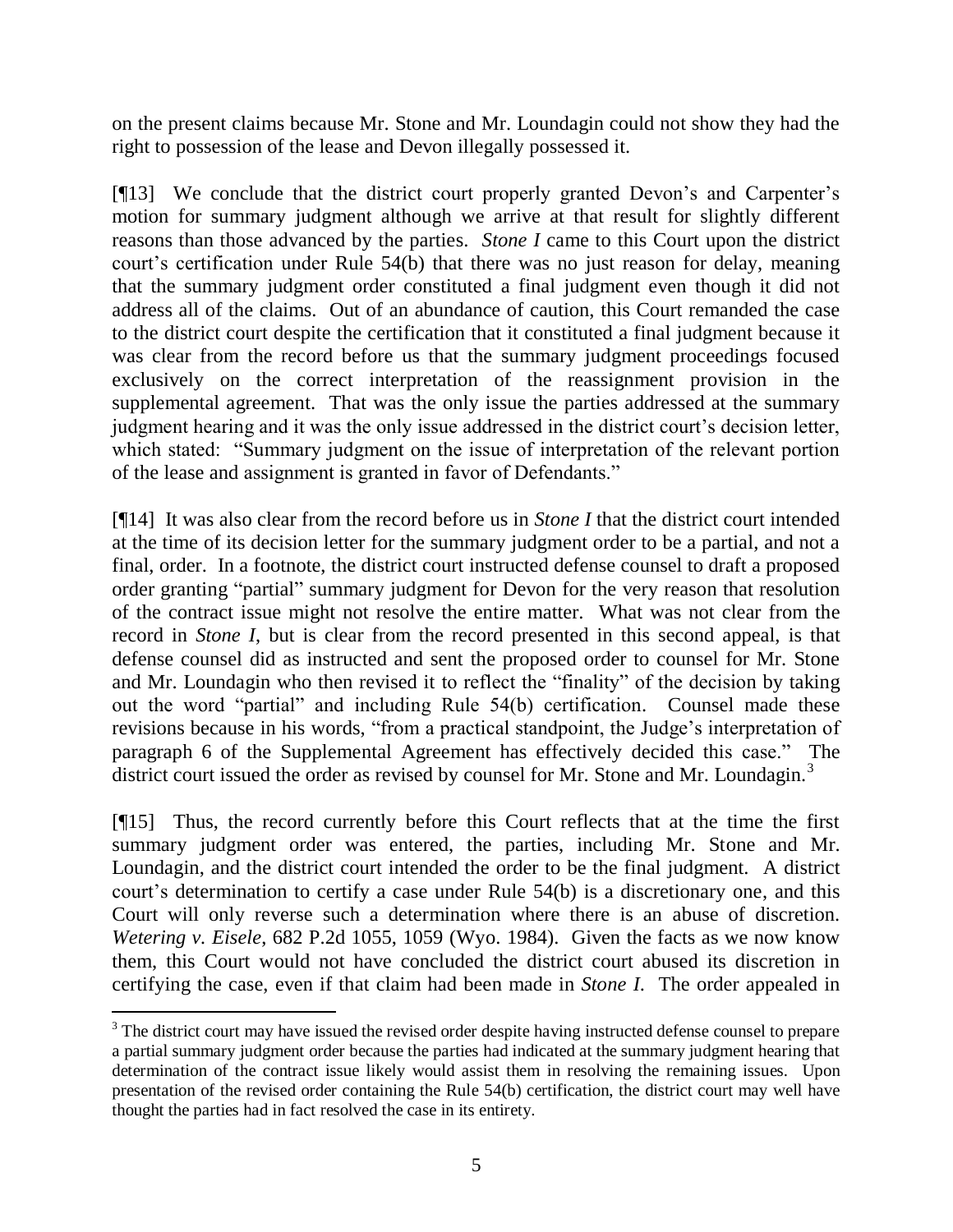on the present claims because Mr. Stone and Mr. Loundagin could not show they had the right to possession of the lease and Devon illegally possessed it.

[¶13] We conclude that the district court properly granted Devon's and Carpenter's motion for summary judgment although we arrive at that result for slightly different reasons than those advanced by the parties. *Stone I* came to this Court upon the district court's certification under Rule 54(b) that there was no just reason for delay, meaning that the summary judgment order constituted a final judgment even though it did not address all of the claims. Out of an abundance of caution, this Court remanded the case to the district court despite the certification that it constituted a final judgment because it was clear from the record before us that the summary judgment proceedings focused exclusively on the correct interpretation of the reassignment provision in the supplemental agreement. That was the only issue the parties addressed at the summary judgment hearing and it was the only issue addressed in the district court's decision letter, which stated: "Summary judgment on the issue of interpretation of the relevant portion of the lease and assignment is granted in favor of Defendants."

[¶14] It was also clear from the record before us in *Stone I* that the district court intended at the time of its decision letter for the summary judgment order to be a partial, and not a final, order. In a footnote, the district court instructed defense counsel to draft a proposed order granting "partial" summary judgment for Devon for the very reason that resolution of the contract issue might not resolve the entire matter. What was not clear from the record in *Stone I*, but is clear from the record presented in this second appeal, is that defense counsel did as instructed and sent the proposed order to counsel for Mr. Stone and Mr. Loundagin who then revised it to reflect the "finality" of the decision by taking out the word "partial" and including Rule 54(b) certification. Counsel made these revisions because in his words, "from a practical standpoint, the Judge's interpretation of paragraph 6 of the Supplemental Agreement has effectively decided this case." The district court issued the order as revised by counsel for Mr. Stone and Mr. Loundagin.[3]

[¶15] Thus, the record currently before this Court reflects that at the time the first summary judgment order was entered, the parties, including Mr. Stone and Mr. Loundagin, and the district court intended the order to be the final judgment. A district court's determination to certify a case under Rule 54(b) is a discretionary one, and this Court will only reverse such a determination where there is an abuse of discretion. *Wetering v. Eisele*, 682 P.2d 1055, 1059 (Wyo. 1984). Given the facts as we now know them, this Court would not have concluded the district court abused its discretion in certifying the case, even if that claim had been made in *Stone I*. The order appealed in

[3] The district court may have issued the revised order despite having instructed defense counsel to prepare a partial summary judgment order because the parties had indicated at the summary judgment hearing that determination of the contract issue likely would assist them in resolving the remaining issues. Upon presentation of the revised order containing the Rule 54(b) certification, the district court may well have thought the parties had in fact resolved the case in its entirety.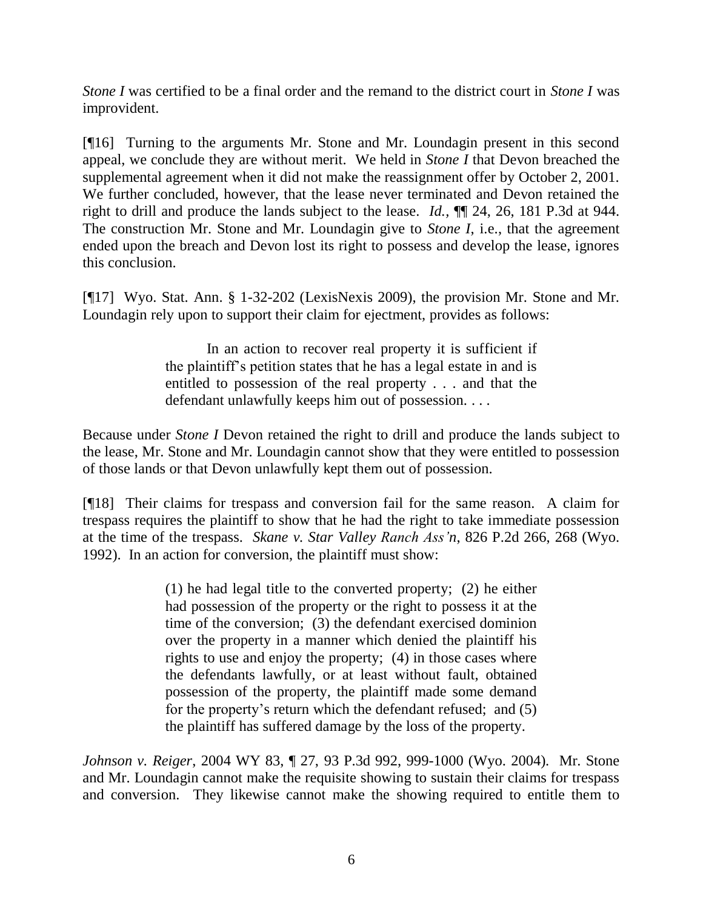*Stone I* was certified to be a final order and the remand to the district court in *Stone I* was improvident.

[¶16] Turning to the arguments Mr. Stone and Mr. Loundagin present in this second appeal, we conclude they are without merit. We held in *Stone I* that Devon breached the supplemental agreement when it did not make the reassignment offer by October 2, 2001. We further concluded, however, that the lease never terminated and Devon retained the right to drill and produce the lands subject to the lease. *Id.*, ¶¶ 24, 26, 181 P.3d at 944. The construction Mr. Stone and Mr. Loundagin give to *Stone I*, i.e., that the agreement ended upon the breach and Devon lost its right to possess and develop the lease, ignores this conclusion.

[¶17] Wyo. Stat. Ann. § 1-32-202 (LexisNexis 2009), the provision Mr. Stone and Mr. Loundagin rely upon to support their claim for ejectment, provides as follows:

> In an action to recover real property it is sufficient if the plaintiff's petition states that he has a legal estate in and is entitled to possession of the real property . . . and that the defendant unlawfully keeps him out of possession. . . .

Because under *Stone I* Devon retained the right to drill and produce the lands subject to the lease, Mr. Stone and Mr. Loundagin cannot show that they were entitled to possession of those lands or that Devon unlawfully kept them out of possession.

[¶18] Their claims for trespass and conversion fail for the same reason. A claim for trespass requires the plaintiff to show that he had the right to take immediate possession at the time of the trespass. *Skane v. Star Valley Ranch Ass'n*, 826 P.2d 266, 268 (Wyo. 1992). In an action for conversion, the plaintiff must show:

> (1) he had legal title to the converted property; (2) he either had possession of the property or the right to possess it at the time of the conversion; (3) the defendant exercised dominion over the property in a manner which denied the plaintiff his rights to use and enjoy the property; (4) in those cases where the defendants lawfully, or at least without fault, obtained possession of the property, the plaintiff made some demand for the property's return which the defendant refused; and (5) the plaintiff has suffered damage by the loss of the property.

*Johnson v. Reiger*, 2004 WY 83, ¶ 27, 93 P.3d 992, 999-1000 (Wyo. 2004). Mr. Stone and Mr. Loundagin cannot make the requisite showing to sustain their claims for trespass and conversion. They likewise cannot make the showing required to entitle them to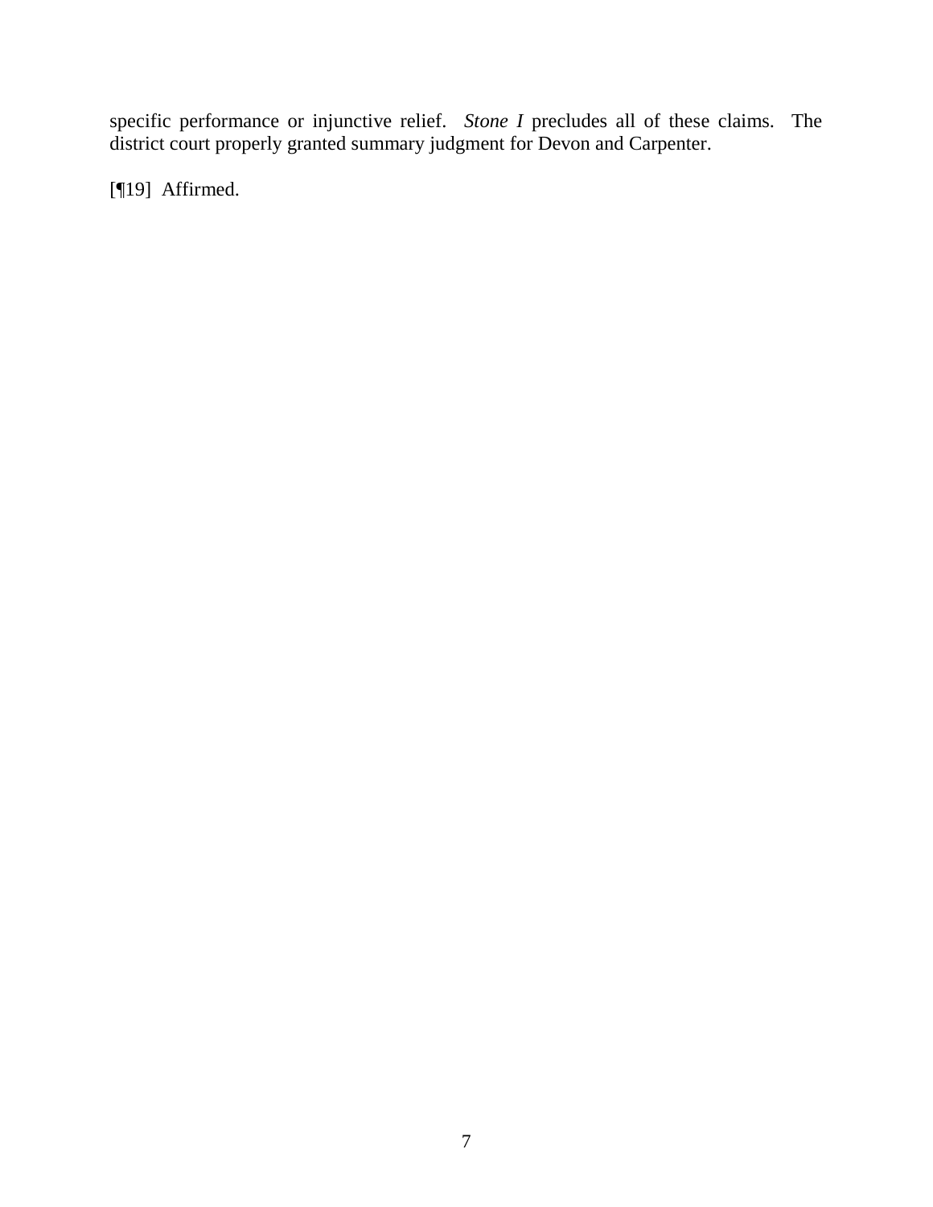specific performance or injunctive relief. *Stone I* precludes all of these claims. The district court properly granted summary judgment for Devon and Carpenter.

[¶19] Affirmed.